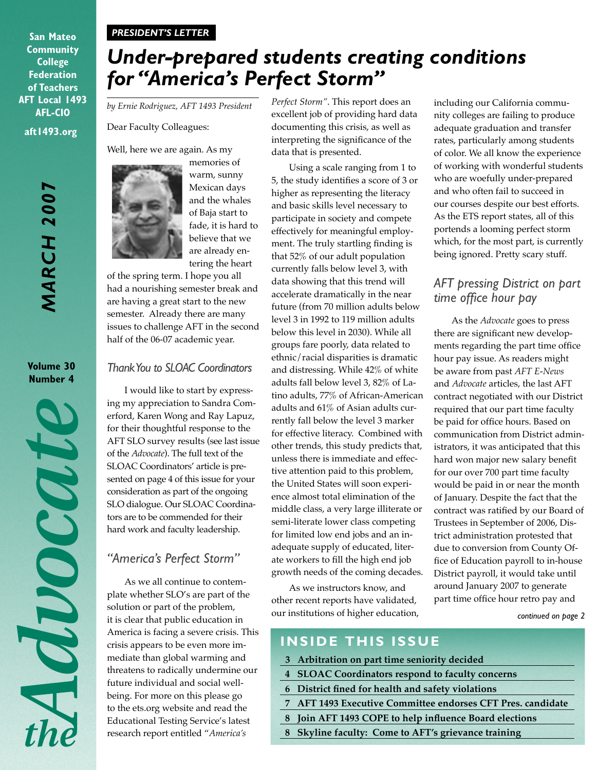San Mateo Community College Federation of Teachers AFT Local 1493 AFL-CIO

aft1493.org

MARCH 2007

Volume 30 Number 4

*the Advocate*

**PRESIDENT'S LETTER**

# Under-prepared students creating conditions for "America's Perfect Storm"

*by Ernie Rodriguez, AFT 1493 President*

Dear Faculty Colleagues:

Well, here we are again. As my memories of warm, sunny Mexican days and the whales of Baja start to fade, it is hard to believe that we are already entering the heart of the spring term. I hope you all had a nourishing semester break and are having a great start to the new semester. Already there are many issues to challenge AFT in the second half of the 06-07 academic year.

### Thank You to SLOAC Coordinators

I would like to start by expressing my appreciation to Sandra Comerford, Karen Wong and Ray Lapuz, for their thoughtful response to the AFT SLO survey results (see last issue of the *Advocate*). The full text of the SLOAC Coordinators' article is presented on page 4 of this issue for your consideration as part of the ongoing SLO dialogue. Our SLOAC Coordinators are to be commended for their hard work and faculty leadership.

### "America's Perfect Storm"

As we all continue to contemplate whether SLO's are part of the solution or part of the problem, it is clear that public education in America is facing a severe crisis. This crisis appears to be even more immediate than global warming and threatens to radically undermine our future individual and social well-being. For more on this please go to the ets.org website and read the Educational Testing Service's latest research report entitled "*America's Perfect Storm*". This report does an excellent job of providing hard data documenting this crisis, as well as interpreting the significance of the data that is presented.

Using a scale ranging from 1 to 5, the study identifies a score of 3 or higher as representing the literacy and basic skills level necessary to participate in society and compete effectively for meaningful employment. The truly startling finding is that 52% of our adult population currently falls below level 3, with data showing that this trend will accelerate dramatically in the near future (from 70 million adults below level 3 in 1992 to 119 million adults below this level in 2030). While all groups fare poorly, data related to ethnic/racial disparities is dramatic and distressing. While 42% of white adults fall below level 3, 82% of Latino adults, 77% of African-American adults and 61% of Asian adults currently fall below the level 3 marker for effective literacy. Combined with other trends, this study predicts that, unless there is immediate and effective attention paid to this problem, the United States will soon experience almost total elimination of the middle class, a very large illiterate or semi-literate lower class competing for limited low end jobs and an inadequate supply of educated, literate workers to fill the high end job growth needs of the coming decades.

As we instructors know, and other recent reports have validated, our institutions of higher education, including our California community colleges are failing to produce adequate graduation and transfer rates, particularly among students of color. We all know the experience of working with wonderful students who are woefully under-prepared and who often fail to succeed in our courses despite our best efforts. As the ETS report states, all of this portends a looming perfect storm which, for the most part, is currently being ignored. Pretty scary stuff.

### AFT pressing District on part time office hour pay

As the *Advocate* goes to press there are significant new developments regarding the part time office hour pay issue. As readers might be aware from past *AFT E-News* and *Advocate* articles, the last AFT contract negotiated with our District required that our part time faculty be paid for office hours. Based on communication from District administrators, it was anticipated that this hard won major new salary benefit for our over 700 part time faculty would be paid in or near the month of January. Despite the fact that the contract was ratified by our Board of Trustees in September of 2006, District administration protested that due to conversion from County Office of Education payroll to in-house District payroll, it would take until around January 2007 to generate part time office hour retro pay and

*continued on page 2*

## INSIDE THIS ISSUE

- 3 Arbitration on part time seniority decided
- 4 SLOAC Coordinators respond to faculty concerns
- 6 District fined for health and safety violations
- 7 AFT 1493 Executive Committee endorses CFT Pres. candidate
- 8 Join AFT 1493 COPE to help influence Board elections
- 8 Skyline faculty: Come to AFT's grievance training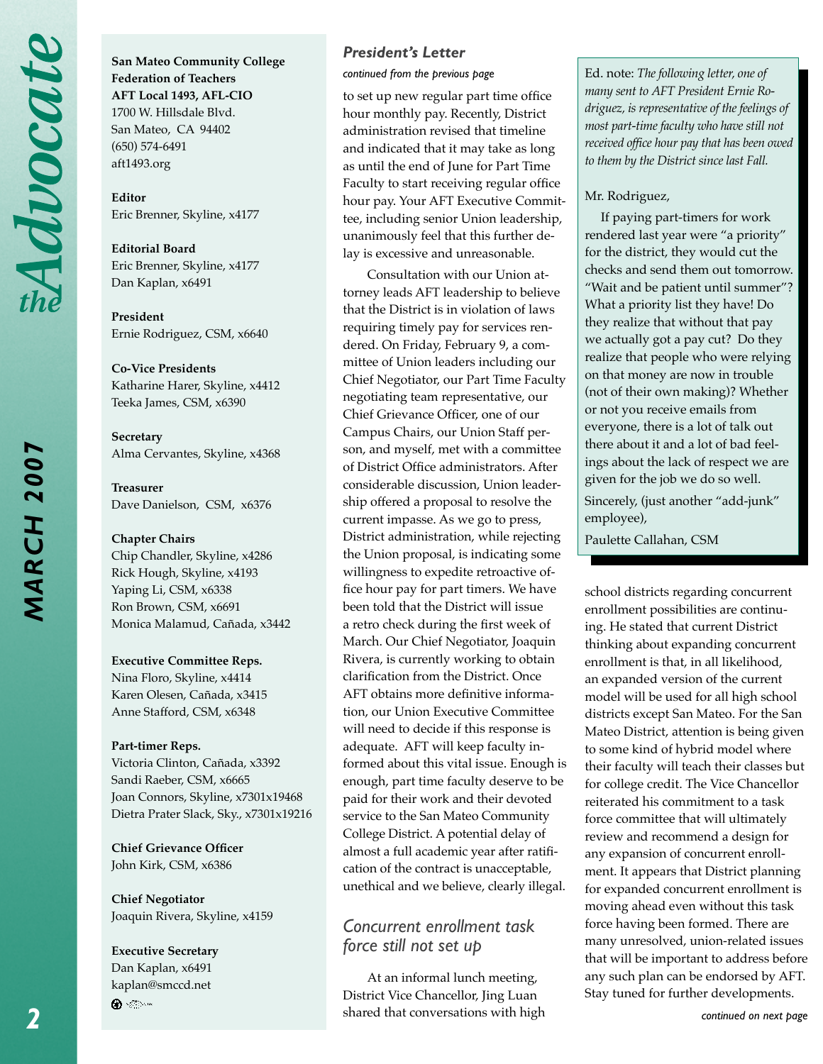**San Mateo Community College Federation of Teachers**
**AFT Local 1493, AFL-CIO**
1700 W. Hillsdale Blvd.
San Mateo, CA 94402
(650) 574-6491
aft1493.org

**Editor**
Eric Brenner, Skyline, x4177

**Editorial Board**
Eric Brenner, Skyline, x4177
Dan Kaplan, x6491

**President**
Ernie Rodriguez, CSM, x6640

**Co-Vice Presidents**
Katharine Harer, Skyline, x4412
Teeka James, CSM, x6390

**Secretary**
Alma Cervantes, Skyline, x4368

**Treasurer**
Dave Danielson, CSM, x6376

**Chapter Chairs**
Chip Chandler, Skyline, x4286
Rick Hough, Skyline, x4193
Yaping Li, CSM, x6338
Ron Brown, CSM, x6691
Monica Malamud, Cañada, x3442

**Executive Committee Reps.**
Nina Floro, Skyline, x4414
Karen Olesen, Cañada, x3415
Anne Stafford, CSM, x6348

**Part-timer Reps.**
Victoria Clinton, Cañada, x3392
Sandi Raeber, CSM, x6665
Joan Connors, Skyline, x7301x19468
Dietra Prater Slack, Sky., x7301x19216

**Chief Grievance Officer**
John Kirk, CSM, x6386

**Chief Negotiator**
Joaquin Rivera, Skyline, x4159

**Executive Secretary**
Dan Kaplan, x6491
kaplan@smccd.net

## *President's Letter*

*continued from the previous page*

to set up new regular part time office hour monthly pay. Recently, District administration revised that timeline and indicated that it may take as long as until the end of June for Part Time Faculty to start receiving regular office hour pay. Your AFT Executive Committee, including senior Union leadership, unanimously feel that this further delay is excessive and unreasonable.

Consultation with our Union attorney leads AFT leadership to believe that the District is in violation of laws requiring timely pay for services rendered. On Friday, February 9, a committee of Union leaders including our Chief Negotiator, our Part Time Faculty negotiating team representative, our Chief Grievance Officer, one of our Campus Chairs, our Union Staff person, and myself, met with a committee of District Office administrators. After considerable discussion, Union leadership offered a proposal to resolve the current impasse. As we go to press, District administration, while rejecting the Union proposal, is indicating some willingness to expedite retroactive office hour pay for part timers. We have been told that the District will issue a retro check during the first week of March. Our Chief Negotiator, Joaquin Rivera, is currently working to obtain clarification from the District. Once AFT obtains more definitive information, our Union Executive Committee will need to decide if this response is adequate. AFT will keep faculty informed about this vital issue. Enough is enough, part time faculty deserve to be paid for their work and their devoted service to the San Mateo Community College District. A potential delay of almost a full academic year after ratification of the contract is unacceptable, unethical and we believe, clearly illegal.

Ed. note: *The following letter, one of many sent to AFT President Ernie Rodriguez, is representative of the feelings of most part-time faculty who have still not received office hour pay that has been owed to them by the District since last Fall.*

Mr. Rodriguez,

If paying part-timers for work rendered last year were "a priority" for the district, they would cut the checks and send them out tomorrow. "Wait and be patient until summer"? What a priority list they have! Do they realize that without that pay we actually got a pay cut? Do they realize that people who were relying on that money are now in trouble (not of their own making)? Whether or not you receive emails from everyone, there is a lot of talk out there about it and a lot of bad feelings about the lack of respect we are given for the job we do so well.

Sincerely, (just another "add-junk" employee),

Paulette Callahan, CSM

## *Concurrent enrollment task force still not set up*

At an informal lunch meeting, District Vice Chancellor, Jing Luan shared that conversations with high school districts regarding concurrent enrollment possibilities are continuing. He stated that current District thinking about expanding concurrent enrollment is that, in all likelihood, an expanded version of the current model will be used for all high school districts except San Mateo. For the San Mateo District, attention is being given to some kind of hybrid model where their faculty will teach their classes but for college credit. The Vice Chancellor reiterated his commitment to a task force committee that will ultimately review and recommend a design for any expansion of concurrent enrollment. It appears that District planning for expanded concurrent enrollment is moving ahead even without this task force having been formed. There are many unresolved, union-related issues that will be important to address before any such plan can be endorsed by AFT. Stay tuned for further developments.

*continued on next page*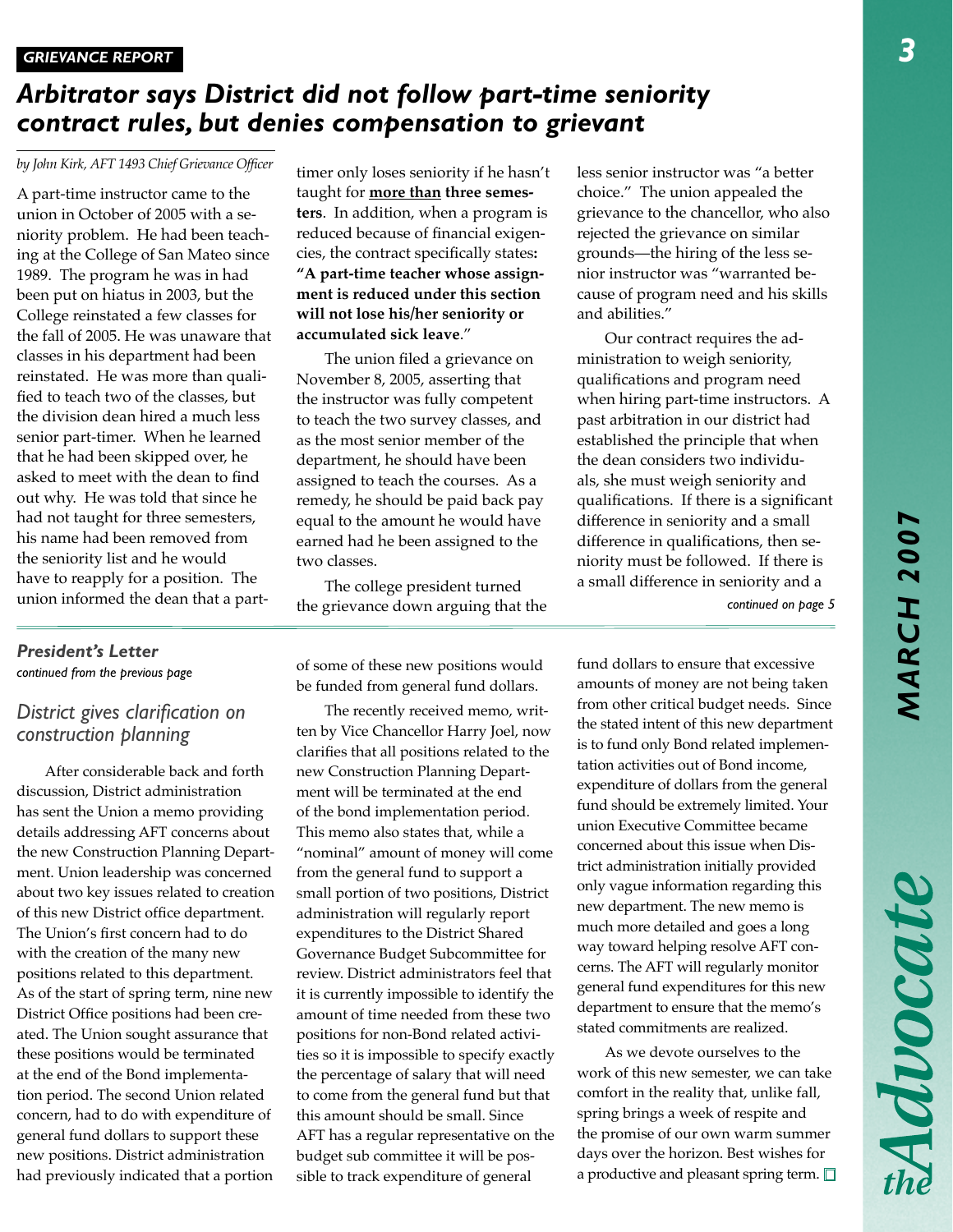*GRIEVANCE REPORT*

# *Arbitrator says District did not follow part-time seniority contract rules, but denies compensation to grievant*

*by John Kirk, AFT 1493 Chief Grievance Officer*

A part-time instructor came to the union in October of 2005 with a seniority problem. He had been teaching at the College of San Mateo since 1989. The program he was in had been put on hiatus in 2003, but the College reinstated a few classes for the fall of 2005. He was unaware that classes in his department had been reinstated. He was more than qualified to teach two of the classes, but the division dean hired a much less senior part-timer. When he learned that he had been skipped over, he asked to meet with the dean to find out why. He was told that since he had not taught for three semesters, his name had been removed from the seniority list and he would have to reapply for a position. The union informed the dean that a part-timer only loses seniority if he hasn't taught for **more than three semesters**. In addition, when a program is reduced because of financial exigencies, the contract specifically states**: "A part-time teacher whose assignment is reduced under this section will not lose his/her seniority or accumulated sick leave**."

The union filed a grievance on November 8, 2005, asserting that the instructor was fully competent to teach the two survey classes, and as the most senior member of the department, he should have been assigned to teach the courses. As a remedy, he should be paid back pay equal to the amount he would have earned had he been assigned to the two classes.

The college president turned the grievance down arguing that the less senior instructor was "a better choice." The union appealed the grievance to the chancellor, who also rejected the grievance on similar grounds—the hiring of the less senior instructor was "warranted because of program need and his skills and abilities."

Our contract requires the administration to weigh seniority, qualifications and program need when hiring part-time instructors. A past arbitration in our district had established the principle that when the dean considers two individuals, she must weigh seniority and qualifications. If there is a significant difference in seniority and a small difference in qualifications, then seniority must be followed. If there is a small difference in seniority and a

*continued on page 5*

---

### *President's Letter*

*continued from the previous page*

## District gives clarification on construction planning

After considerable back and forth discussion, District administration has sent the Union a memo providing details addressing AFT concerns about the new Construction Planning Department. Union leadership was concerned about two key issues related to creation of this new District office department. The Union's first concern had to do with the creation of the many new positions related to this department. As of the start of spring term, nine new District Office positions had been created. The Union sought assurance that these positions would be terminated at the end of the Bond implementation period. The second Union related concern, had to do with expenditure of general fund dollars to support these new positions. District administration had previously indicated that a portion of some of these new positions would be funded from general fund dollars.

The recently received memo, written by Vice Chancellor Harry Joel, now clarifies that all positions related to the new Construction Planning Department will be terminated at the end of the bond implementation period. This memo also states that, while a "nominal" amount of money will come from the general fund to support a small portion of two positions, District administration will regularly report expenditures to the District Shared Governance Budget Subcommittee for review. District administrators feel that it is currently impossible to identify the amount of time needed from these two positions for non-Bond related activities so it is impossible to specify exactly the percentage of salary that will need to come from the general fund but that this amount should be small. Since AFT has a regular representative on the budget sub committee it will be possible to track expenditure of general fund dollars to ensure that excessive amounts of money are not being taken from other critical budget needs. Since the stated intent of this new department is to fund only Bond related implementation activities out of Bond income, expenditure of dollars from the general fund should be extremely limited. Your union Executive Committee became concerned about this issue when District administration initially provided only vague information regarding this new department. The new memo is much more detailed and goes a long way toward helping resolve AFT concerns. The AFT will regularly monitor general fund expenditures for this new department to ensure that the memo's stated commitments are realized.

As we devote ourselves to the work of this new semester, we can take comfort in the reality that, unlike fall, spring brings a week of respite and the promise of our own warm summer days over the horizon. Best wishes for a productive and pleasant spring term. □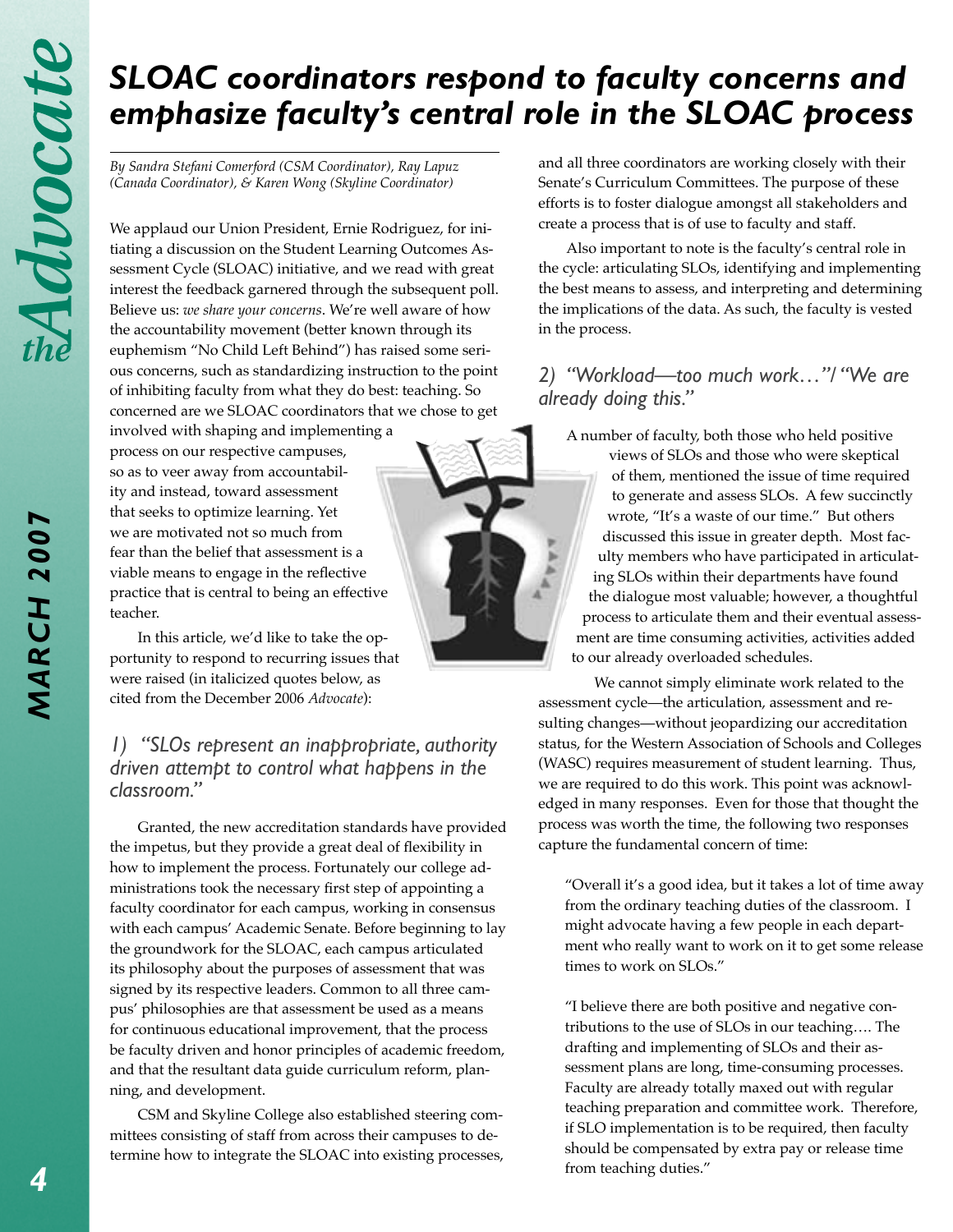# *SLOAC coordinators respond to faculty concerns and emphasize faculty's central role in the SLOAC process*

*By Sandra Stefani Comerford (CSM Coordinator), Ray Lapuz (Canada Coordinator), & Karen Wong (Skyline Coordinator)*

We applaud our Union President, Ernie Rodriguez, for initiating a discussion on the Student Learning Outcomes Assessment Cycle (SLOAC) initiative, and we read with great interest the feedback garnered through the subsequent poll. Believe us: *we share your concerns*. We're well aware of how the accountability movement (better known through its euphemism "No Child Left Behind") has raised some serious concerns, such as standardizing instruction to the point of inhibiting faculty from what they do best: teaching. So concerned are we SLOAC coordinators that we chose to get involved with shaping and implementing a process on our respective campuses, so as to veer away from accountability and instead, toward assessment that seeks to optimize learning. Yet we are motivated not so much from fear than the belief that assessment is a viable means to engage in the reflective practice that is central to being an effective teacher.

In this article, we'd like to take the opportunity to respond to recurring issues that were raised (in italicized quotes below, as cited from the December 2006 *Advocate*):

### *1) "SLOs represent an inappropriate, authority driven attempt to control what happens in the classroom."*

Granted, the new accreditation standards have provided the impetus, but they provide a great deal of flexibility in how to implement the process. Fortunately our college administrations took the necessary first step of appointing a faculty coordinator for each campus, working in consensus with each campus' Academic Senate. Before beginning to lay the groundwork for the SLOAC, each campus articulated its philosophy about the purposes of assessment that was signed by its respective leaders. Common to all three campus' philosophies are that assessment be used as a means for continuous educational improvement, that the process be faculty driven and honor principles of academic freedom, and that the resultant data guide curriculum reform, planning, and development.

CSM and Skyline College also established steering committees consisting of staff from across their campuses to determine how to integrate the SLOAC into existing processes, and all three coordinators are working closely with their Senate's Curriculum Committees. The purpose of these efforts is to foster dialogue amongst all stakeholders and create a process that is of use to faculty and staff.

Also important to note is the faculty's central role in the cycle: articulating SLOs, identifying and implementing the best means to assess, and interpreting and determining the implications of the data. As such, the faculty is vested in the process.

### *2) "Workload—too much work…"/ "We are already doing this."*

A number of faculty, both those who held positive views of SLOs and those who were skeptical of them, mentioned the issue of time required to generate and assess SLOs. A few succinctly wrote, "It's a waste of our time." But others discussed this issue in greater depth. Most faculty members who have participated in articulating SLOs within their departments have found the dialogue most valuable; however, a thoughtful process to articulate them and their eventual assessment are time consuming activities, activities added to our already overloaded schedules.

We cannot simply eliminate work related to the assessment cycle—the articulation, assessment and resulting changes—without jeopardizing our accreditation status, for the Western Association of Schools and Colleges (WASC) requires measurement of student learning. Thus, we are required to do this work. This point was acknowledged in many responses. Even for those that thought the process was worth the time, the following two responses capture the fundamental concern of time:

> "Overall it's a good idea, but it takes a lot of time away from the ordinary teaching duties of the classroom. I might advocate having a few people in each department who really want to work on it to get some release times to work on SLOs."

> "I believe there are both positive and negative contributions to the use of SLOs in our teaching…. The drafting and implementing of SLOs and their assessment plans are long, time-consuming processes. Faculty are already totally maxed out with regular teaching preparation and committee work. Therefore, if SLO implementation is to be required, then faculty should be compensated by extra pay or release time from teaching duties."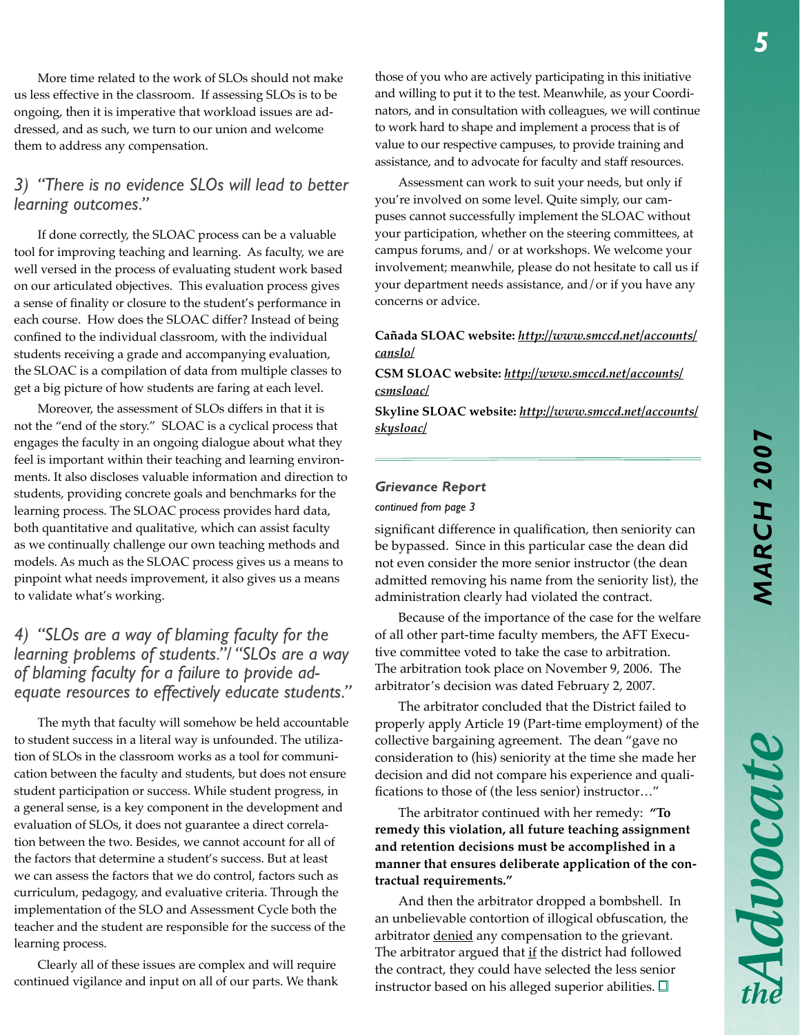More time related to the work of SLOs should not make us less effective in the classroom. If assessing SLOs is to be ongoing, then it is imperative that workload issues are addressed, and as such, we turn to our union and welcome them to address any compensation.

### *3) "There is no evidence SLOs will lead to better learning outcomes."*

If done correctly, the SLOAC process can be a valuable tool for improving teaching and learning. As faculty, we are well versed in the process of evaluating student work based on our articulated objectives. This evaluation process gives a sense of finality or closure to the student's performance in each course. How does the SLOAC differ? Instead of being confined to the individual classroom, with the individual students receiving a grade and accompanying evaluation, the SLOAC is a compilation of data from multiple classes to get a big picture of how students are faring at each level.

Moreover, the assessment of SLOs differs in that it is not the "end of the story." SLOAC is a cyclical process that engages the faculty in an ongoing dialogue about what they feel is important within their teaching and learning environments. It also discloses valuable information and direction to students, providing concrete goals and benchmarks for the learning process. The SLOAC process provides hard data, both quantitative and qualitative, which can assist faculty as we continually challenge our own teaching methods and models. As much as the SLOAC process gives us a means to pinpoint what needs improvement, it also gives us a means to validate what's working.

### *4) "SLOs are a way of blaming faculty for the learning problems of students."/ "SLOs are a way of blaming faculty for a failure to provide adequate resources to effectively educate students."*

The myth that faculty will somehow be held accountable to student success in a literal way is unfounded. The utilization of SLOs in the classroom works as a tool for communication between the faculty and students, but does not ensure student participation or success. While student progress, in a general sense, is a key component in the development and evaluation of SLOs, it does not guarantee a direct correlation between the two. Besides, we cannot account for all of the factors that determine a student's success. But at least we can assess the factors that we do control, factors such as curriculum, pedagogy, and evaluative criteria. Through the implementation of the SLO and Assessment Cycle both the teacher and the student are responsible for the success of the learning process.

Clearly all of these issues are complex and will require continued vigilance and input on all of our parts. We thank those of you who are actively participating in this initiative and willing to put it to the test. Meanwhile, as your Coordinators, and in consultation with colleagues, we will continue to work hard to shape and implement a process that is of value to our respective campuses, to provide training and assistance, and to advocate for faculty and staff resources.

Assessment can work to suit your needs, but only if you're involved on some level. Quite simply, our campuses cannot successfully implement the SLOAC without your participation, whether on the steering committees, at campus forums, and/ or at workshops. We welcome your involvement; meanwhile, please do not hesitate to call us if your department needs assistance, and/or if you have any concerns or advice.

**Cañada SLOAC website:** ***http://www.smccd.net/accounts/canslo/***

**CSM SLOAC website:** ***http://www.smccd.net/accounts/csmsloac/***

**Skyline SLOAC website:** ***http://www.smccd.net/accounts/skysloac/***

---

### *Grievance Report*

*continued from page 3*

significant difference in qualification, then seniority can be bypassed. Since in this particular case the dean did not even consider the more senior instructor (the dean admitted removing his name from the seniority list), the administration clearly had violated the contract.

Because of the importance of the case for the welfare of all other part-time faculty members, the AFT Executive committee voted to take the case to arbitration. The arbitration took place on November 9, 2006. The arbitrator's decision was dated February 2, 2007.

The arbitrator concluded that the District failed to properly apply Article 19 (Part-time employment) of the collective bargaining agreement. The dean "gave no consideration to (his) seniority at the time she made her decision and did not compare his experience and qualifications to those of (the less senior) instructor…"

The arbitrator continued with her remedy: **"To remedy this violation, all future teaching assignment and retention decisions must be accomplished in a manner that ensures deliberate application of the contractual requirements."**

And then the arbitrator dropped a bombshell. In an unbelievable contortion of illogical obfuscation, the arbitrator denied any compensation to the grievant. The arbitrator argued that if the district had followed the contract, they could have selected the less senior instructor based on his alleged superior abilities. □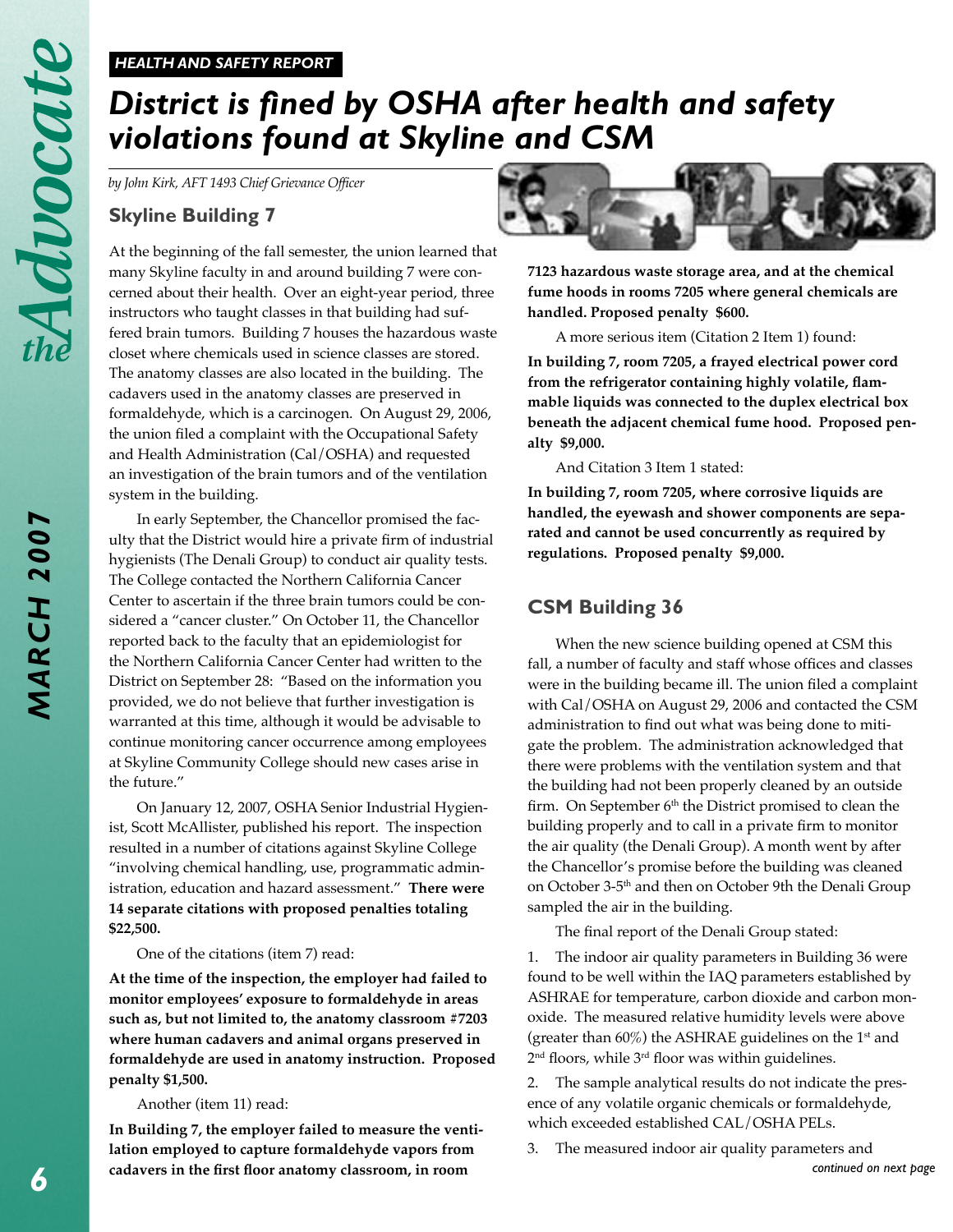*HEALTH AND SAFETY REPORT*

# *District is fined by OSHA after health and safety violations found at Skyline and CSM*

*by John Kirk, AFT 1493 Chief Grievance Officer*

## Skyline Building 7

At the beginning of the fall semester, the union learned that many Skyline faculty in and around building 7 were concerned about their health. Over an eight-year period, three instructors who taught classes in that building had suffered brain tumors. Building 7 houses the hazardous waste closet where chemicals used in science classes are stored. The anatomy classes are also located in the building. The cadavers used in the anatomy classes are preserved in formaldehyde, which is a carcinogen. On August 29, 2006, the union filed a complaint with the Occupational Safety and Health Administration (Cal/OSHA) and requested an investigation of the brain tumors and of the ventilation system in the building.

In early September, the Chancellor promised the faculty that the District would hire a private firm of industrial hygienists (The Denali Group) to conduct air quality tests. The College contacted the Northern California Cancer Center to ascertain if the three brain tumors could be considered a "cancer cluster." On October 11, the Chancellor reported back to the faculty that an epidemiologist for the Northern California Cancer Center had written to the District on September 28: "Based on the information you provided, we do not believe that further investigation is warranted at this time, although it would be advisable to continue monitoring cancer occurrence among employees at Skyline Community College should new cases arise in the future."

On January 12, 2007, OSHA Senior Industrial Hygienist, Scott McAllister, published his report. The inspection resulted in a number of citations against Skyline College "involving chemical handling, use, programmatic administration, education and hazard assessment." **There were 14 separate citations with proposed penalties totaling $22,500.**

One of the citations (item 7) read:

**At the time of the inspection, the employer had failed to monitor employees' exposure to formaldehyde in areas such as, but not limited to, the anatomy classroom #7203 where human cadavers and animal organs preserved in formaldehyde are used in anatomy instruction. Proposed penalty $1,500.**

Another (item 11) read:

**In Building 7, the employer failed to measure the ventilation employed to capture formaldehyde vapors from cadavers in the first floor anatomy classroom, in room 7123 hazardous waste storage area, and at the chemical fume hoods in rooms 7205 where general chemicals are handled. Proposed penalty $600.**

A more serious item (Citation 2 Item 1) found:

**In building 7, room 7205, a frayed electrical power cord from the refrigerator containing highly volatile, flammable liquids was connected to the duplex electrical box beneath the adjacent chemical fume hood. Proposed penalty $9,000.**

And Citation 3 Item 1 stated:

**In building 7, room 7205, where corrosive liquids are handled, the eyewash and shower components are separated and cannot be used concurrently as required by regulations. Proposed penalty $9,000.**

## CSM Building 36

When the new science building opened at CSM this fall, a number of faculty and staff whose offices and classes were in the building became ill. The union filed a complaint with Cal/OSHA on August 29, 2006 and contacted the CSM administration to find out what was being done to mitigate the problem. The administration acknowledged that there were problems with the ventilation system and that the building had not been properly cleaned by an outside firm. On September 6th the District promised to clean the building properly and to call in a private firm to monitor the air quality (the Denali Group). A month went by after the Chancellor's promise before the building was cleaned on October 3-5th and then on October 9th the Denali Group sampled the air in the building.

The final report of the Denali Group stated:

1. The indoor air quality parameters in Building 36 were found to be well within the IAQ parameters established by ASHRAE for temperature, carbon dioxide and carbon monoxide. The measured relative humidity levels were above (greater than 60%) the ASHRAE guidelines on the 1st and 2nd floors, while 3rd floor was within guidelines.
2. The sample analytical results do not indicate the presence of any volatile organic chemicals or formaldehyde, which exceeded established CAL/OSHA PELs.
3. The measured indoor air quality parameters and

*continued on next page*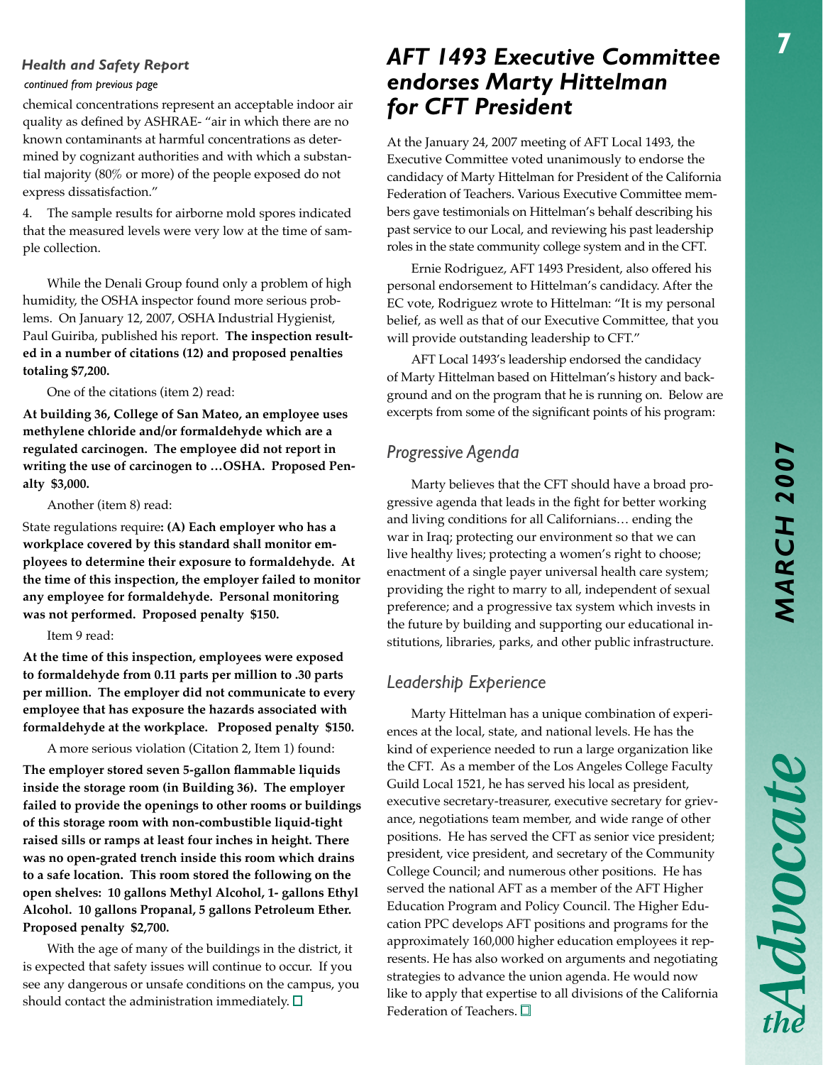### *Health and Safety Report*

*continued from previous page*

chemical concentrations represent an acceptable indoor air quality as defined by ASHRAE- "air in which there are no known contaminants at harmful concentrations as determined by cognizant authorities and with which a substantial majority (80% or more) of the people exposed do not express dissatisfaction."

4. The sample results for airborne mold spores indicated that the measured levels were very low at the time of sample collection.

While the Denali Group found only a problem of high humidity, the OSHA inspector found more serious problems. On January 12, 2007, OSHA Industrial Hygienist, Paul Guiriba, published his report. **The inspection resulted in a number of citations (12) and proposed penalties totaling $7,200.**

One of the citations (item 2) read:

**At building 36, College of San Mateo, an employee uses methylene chloride and/or formaldehyde which are a regulated carcinogen. The employee did not report in writing the use of carcinogen to …OSHA. Proposed Penalty $3,000.**

Another (item 8) read:

State regulations require**: (A) Each employer who has a workplace covered by this standard shall monitor employees to determine their exposure to formaldehyde. At the time of this inspection, the employer failed to monitor any employee for formaldehyde. Personal monitoring was not performed. Proposed penalty $150.**

Item 9 read:

**At the time of this inspection, employees were exposed to formaldehyde from 0.11 parts per million to .30 parts per million. The employer did not communicate to every employee that has exposure the hazards associated with formaldehyde at the workplace. Proposed penalty $150.**

A more serious violation (Citation 2, Item 1) found:

**The employer stored seven 5-gallon flammable liquids inside the storage room (in Building 36). The employer failed to provide the openings to other rooms or buildings of this storage room with non-combustible liquid-tight raised sills or ramps at least four inches in height. There was no open-grated trench inside this room which drains to a safe location. This room stored the following on the open shelves: 10 gallons Methyl Alcohol, 1- gallons Ethyl Alcohol. 10 gallons Propanal, 5 gallons Petroleum Ether. Proposed penalty $2,700.**

With the age of many of the buildings in the district, it is expected that safety issues will continue to occur. If you see any dangerous or unsafe conditions on the campus, you should contact the administration immediately. ☐

# *AFT 1493 Executive Committee endorses Marty Hittelman for CFT President*

At the January 24, 2007 meeting of AFT Local 1493, the Executive Committee voted unanimously to endorse the candidacy of Marty Hittelman for President of the California Federation of Teachers. Various Executive Committee members gave testimonials on Hittelman's behalf describing his past service to our Local, and reviewing his past leadership roles in the state community college system and in the CFT.

Ernie Rodriguez, AFT 1493 President, also offered his personal endorsement to Hittelman's candidacy. After the EC vote, Rodriguez wrote to Hittelman: "It is my personal belief, as well as that of our Executive Committee, that you will provide outstanding leadership to CFT."

AFT Local 1493's leadership endorsed the candidacy of Marty Hittelman based on Hittelman's history and background and on the program that he is running on. Below are excerpts from some of the significant points of his program:

## *Progressive Agenda*

Marty believes that the CFT should have a broad progressive agenda that leads in the fight for better working and living conditions for all Californians… ending the war in Iraq; protecting our environment so that we can live healthy lives; protecting a women's right to choose; enactment of a single payer universal health care system; providing the right to marry to all, independent of sexual preference; and a progressive tax system which invests in the future by building and supporting our educational institutions, libraries, parks, and other public infrastructure.

## *Leadership Experience*

Marty Hittelman has a unique combination of experiences at the local, state, and national levels. He has the kind of experience needed to run a large organization like the CFT. As a member of the Los Angeles College Faculty Guild Local 1521, he has served his local as president, executive secretary-treasurer, executive secretary for grievance, negotiations team member, and wide range of other positions. He has served the CFT as senior vice president; president, vice president, and secretary of the Community College Council; and numerous other positions. He has served the national AFT as a member of the AFT Higher Education Program and Policy Council. The Higher Education PPC develops AFT positions and programs for the approximately 160,000 higher education employees it represents. He has also worked on arguments and negotiating strategies to advance the union agenda. He would now like to apply that expertise to all divisions of the California Federation of Teachers. ☐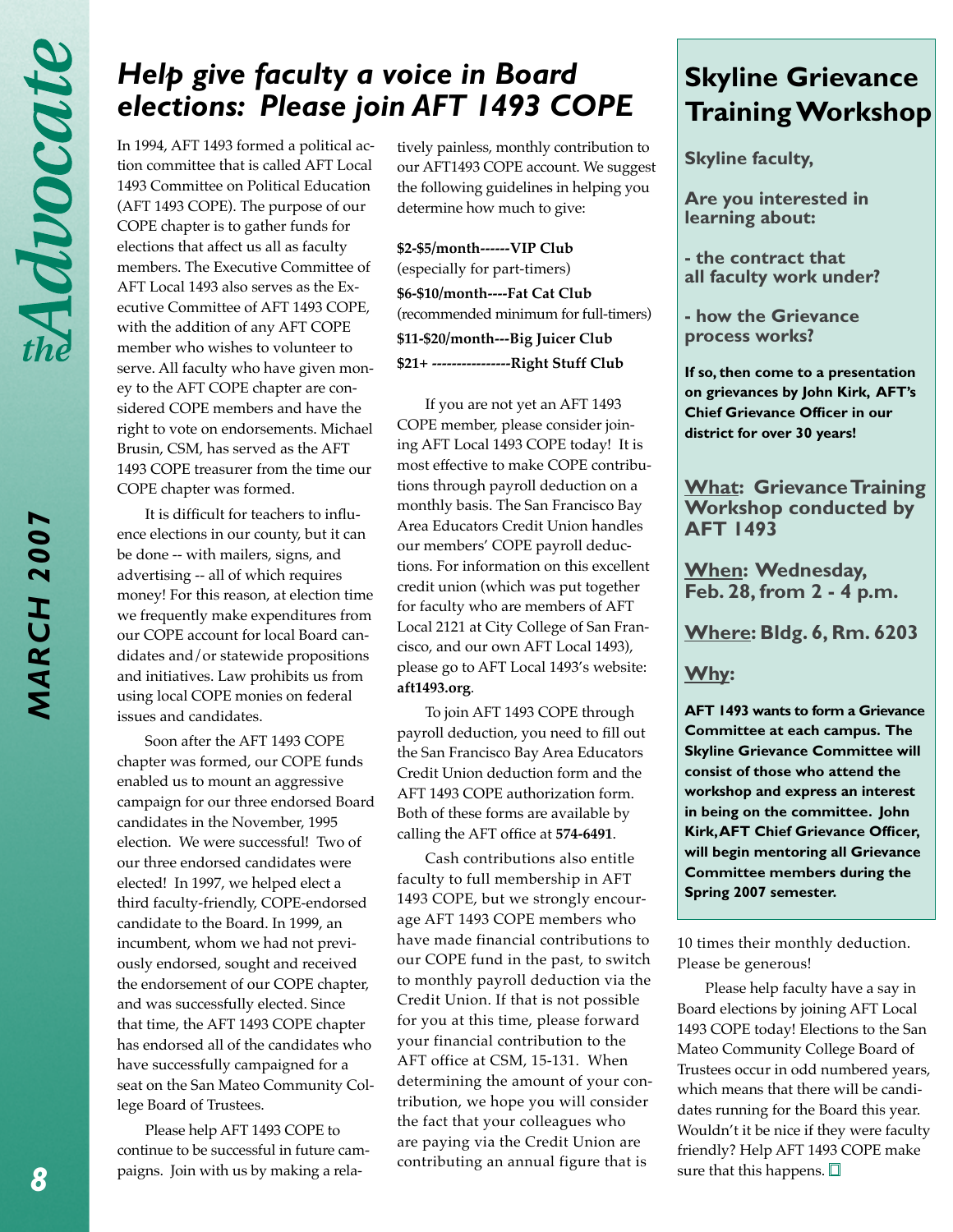# *Help give faculty a voice in Board elections: Please join AFT 1493 COPE*

In 1994, AFT 1493 formed a political action committee that is called AFT Local 1493 Committee on Political Education (AFT 1493 COPE). The purpose of our COPE chapter is to gather funds for elections that affect us all as faculty members. The Executive Committee of AFT Local 1493 also serves as the Executive Committee of AFT 1493 COPE, with the addition of any AFT COPE member who wishes to volunteer to serve. All faculty who have given money to the AFT COPE chapter are considered COPE members and have the right to vote on endorsements. Michael Brusin, CSM, has served as the AFT 1493 COPE treasurer from the time our COPE chapter was formed.

It is difficult for teachers to influence elections in our county, but it can be done -- with mailers, signs, and advertising -- all of which requires money! For this reason, at election time we frequently make expenditures from our COPE account for local Board candidates and/or statewide propositions and initiatives. Law prohibits us from using local COPE monies on federal issues and candidates.

Soon after the AFT 1493 COPE chapter was formed, our COPE funds enabled us to mount an aggressive campaign for our three endorsed Board candidates in the November, 1995 election. We were successful! Two of our three endorsed candidates were elected! In 1997, we helped elect a third faculty-friendly, COPE-endorsed candidate to the Board. In 1999, an incumbent, whom we had not previously endorsed, sought and received the endorsement of our COPE chapter, and was successfully elected. Since that time, the AFT 1493 COPE chapter has endorsed all of the candidates who have successfully campaigned for a seat on the San Mateo Community College Board of Trustees.

Please help AFT 1493 COPE to continue to be successful in future campaigns. Join with us by making a relatively painless, monthly contribution to our AFT1493 COPE account. We suggest the following guidelines in helping you determine how much to give:

**$2-$5/month------VIP Club**
(especially for part-timers)
**$6-$10/month----Fat Cat Club**
(recommended minimum for full-timers)
**$11-$20/month---Big Juicer Club**
**$21+ ----------------Right Stuff Club**

If you are not yet an AFT 1493 COPE member, please consider joining AFT Local 1493 COPE today! It is most effective to make COPE contributions through payroll deduction on a monthly basis. The San Francisco Bay Area Educators Credit Union handles our members' COPE payroll deductions. For information on this excellent credit union (which was put together for faculty who are members of AFT Local 2121 at City College of San Francisco, and our own AFT Local 1493), please go to AFT Local 1493's website: **aft1493.org**.

To join AFT 1493 COPE through payroll deduction, you need to fill out the San Francisco Bay Area Educators Credit Union deduction form and the AFT 1493 COPE authorization form. Both of these forms are available by calling the AFT office at **574-6491**.

Cash contributions also entitle faculty to full membership in AFT 1493 COPE, but we strongly encourage AFT 1493 COPE members who have made financial contributions to our COPE fund in the past, to switch to monthly payroll deduction via the Credit Union. If that is not possible for you at this time, please forward your financial contribution to the AFT office at CSM, 15-131. When determining the amount of your contribution, we hope you will consider the fact that your colleagues who are paying via the Credit Union are contributing an annual figure that is 10 times their monthly deduction. Please be generous!

Please help faculty have a say in Board elections by joining AFT Local 1493 COPE today! Elections to the San Mateo Community College Board of Trustees occur in odd numbered years, which means that there will be candidates running for the Board this year. Wouldn't it be nice if they were faculty friendly? Help AFT 1493 COPE make sure that this happens.

## Skyline Grievance Training Workshop

**Skyline faculty,**

**Are you interested in learning about:**

**- the contract that all faculty work under?**

**- how the Grievance process works?**

**If so, then come to a presentation on grievances by John Kirk, AFT's Chief Grievance Officer in our district for over 30 years!**

**What: Grievance Training Workshop conducted by AFT 1493**

**When: Wednesday, Feb. 28, from 2 - 4 p.m.**

**Where: Bldg. 6, Rm. 6203**

**Why:**

**AFT 1493 wants to form a Grievance Committee at each campus. The Skyline Grievance Committee will consist of those who attend the workshop and express an interest in being on the committee. John Kirk, AFT Chief Grievance Officer, will begin mentoring all Grievance Committee members during the Spring 2007 semester.**